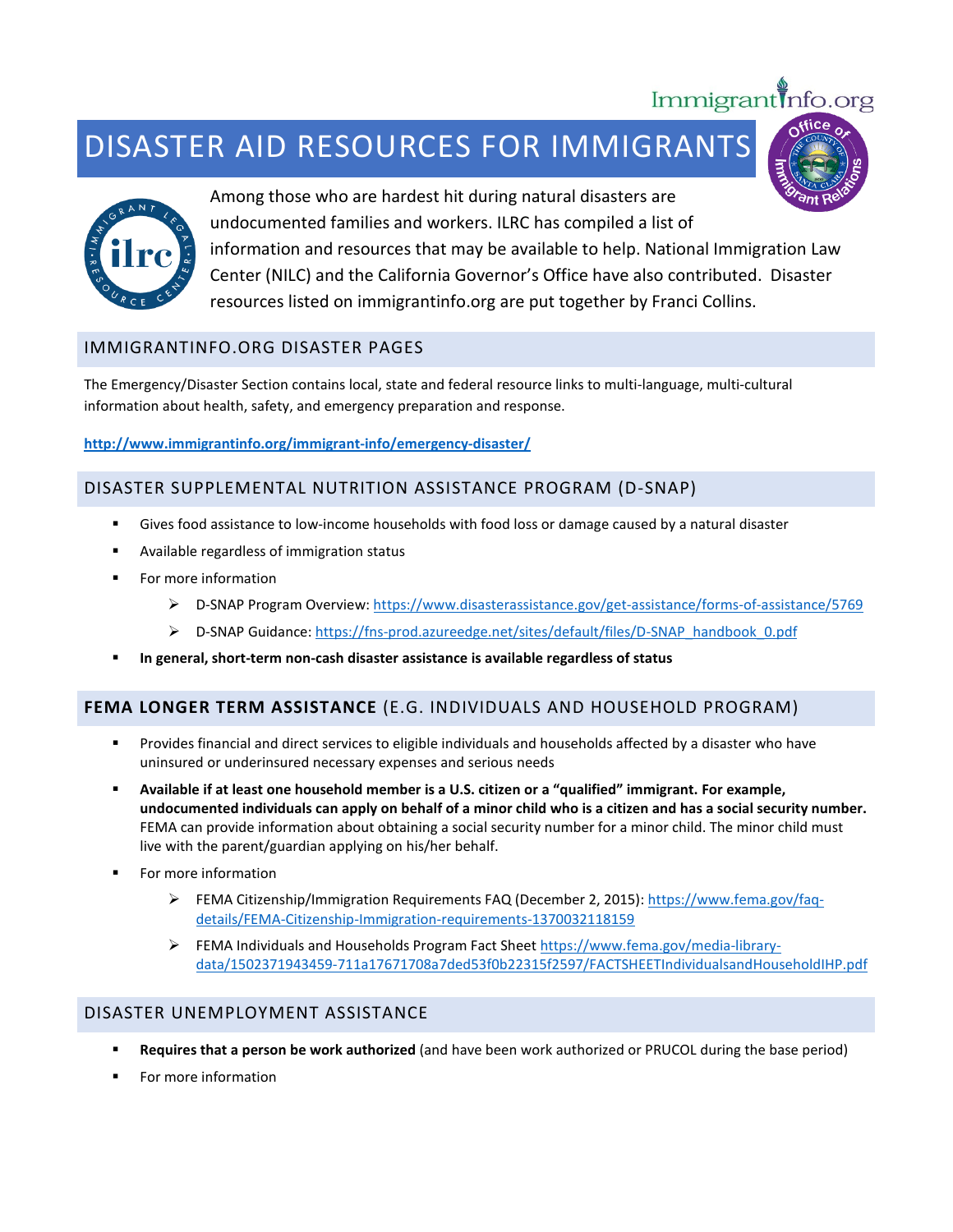# DISASTER AID RESOURCES FOR IMMIGRANTS

Among those who are hardest hit during natural disasters are undocumented families and workers. ILRC has compiled a list of information and resources that may be available to help. National Immigration Law Center (NILC) and the California Governor's Office have also contributed. Disaster resources listed on immigrantinfo.org are put together by Franci Collins.

## IMMIGRANTINFO.ORG DISASTER PAGES

The Emergency/Disaster Section contains local, state and federal resource links to multi-language, multi-cultural information about health, safety, and emergency preparation and response.

**http://www.immigrantinfo.org/immigrant-info/emergency-disaster/**

## DISASTER SUPPLEMENTAL NUTRITION ASSISTANCE PROGRAM (D-SNAP)

- Gives food assistance to low-income households with food loss or damage caused by a natural disaster
- Available regardless of immigration status
- For more information
  - D-SNAP Program Overview: https://www.disasterassistance.gov/get-assistance/forms-of-assistance/5769
  - D-SNAP Guidance: https://fns-prod.azureedge.net/sites/default/files/D-SNAP_handbook_0.pdf
- **In general, short-term non-cash disaster assistance is available regardless of status**

## FEMA LONGER TERM ASSISTANCE (E.G. INDIVIDUALS AND HOUSEHOLD PROGRAM)

- Provides financial and direct services to eligible individuals and households affected by a disaster who have uninsured or underinsured necessary expenses and serious needs
- **Available if at least one household member is a U.S. citizen or a "qualified" immigrant. For example, undocumented individuals can apply on behalf of a minor child who is a citizen and has a social security number.** FEMA can provide information about obtaining a social security number for a minor child. The minor child must live with the parent/guardian applying on his/her behalf.
- For more information
  - FEMA Citizenship/Immigration Requirements FAQ (December 2, 2015): https://www.fema.gov/faq-details/FEMA-Citizenship-Immigration-requirements-1370032118159
  - FEMA Individuals and Households Program Fact Sheet https://www.fema.gov/media-library-data/1502371943459-711a17671708a7ded53f0b22315f2597/FACTSHEETIndividualsandHouseholdIHP.pdf

## DISASTER UNEMPLOYMENT ASSISTANCE

- **Requires that a person be work authorized** (and have been work authorized or PRUCOL during the base period)
- For more information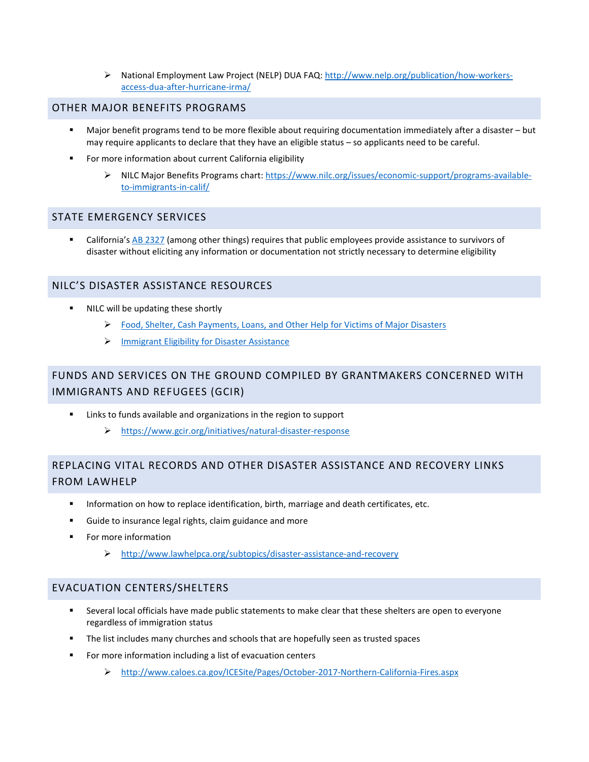- National Employment Law Project (NELP) DUA FAQ: http://www.nelp.org/publication/how-workers-access-dua-after-hurricane-irma/

## OTHER MAJOR BENEFITS PROGRAMS

- Major benefit programs tend to be more flexible about requiring documentation immediately after a disaster – but may require applicants to declare that they have an eligible status – so applicants need to be careful.
- For more information about current California eligibility
  - NILC Major Benefits Programs chart: https://www.nilc.org/issues/economic-support/programs-available-to-immigrants-in-calif/

## STATE EMERGENCY SERVICES

- California's AB 2327 (among other things) requires that public employees provide assistance to survivors of disaster without eliciting any information or documentation not strictly necessary to determine eligibility

## NILC'S DISASTER ASSISTANCE RESOURCES

- NILC will be updating these shortly
  - Food, Shelter, Cash Payments, Loans, and Other Help for Victims of Major Disasters
  - Immigrant Eligibility for Disaster Assistance

## FUNDS AND SERVICES ON THE GROUND COMPILED BY GRANTMAKERS CONCERNED WITH IMMIGRANTS AND REFUGEES (GCIR)

- Links to funds available and organizations in the region to support
  - https://www.gcir.org/initiatives/natural-disaster-response

## REPLACING VITAL RECORDS AND OTHER DISASTER ASSISTANCE AND RECOVERY LINKS FROM LAWHELP

- Information on how to replace identification, birth, marriage and death certificates, etc.
- Guide to insurance legal rights, claim guidance and more
- For more information
  - http://www.lawhelpca.org/subtopics/disaster-assistance-and-recovery

## EVACUATION CENTERS/SHELTERS

- Several local officials have made public statements to make clear that these shelters are open to everyone regardless of immigration status
- The list includes many churches and schools that are hopefully seen as trusted spaces
- For more information including a list of evacuation centers
  - http://www.caloes.ca.gov/ICESite/Pages/October-2017-Northern-California-Fires.aspx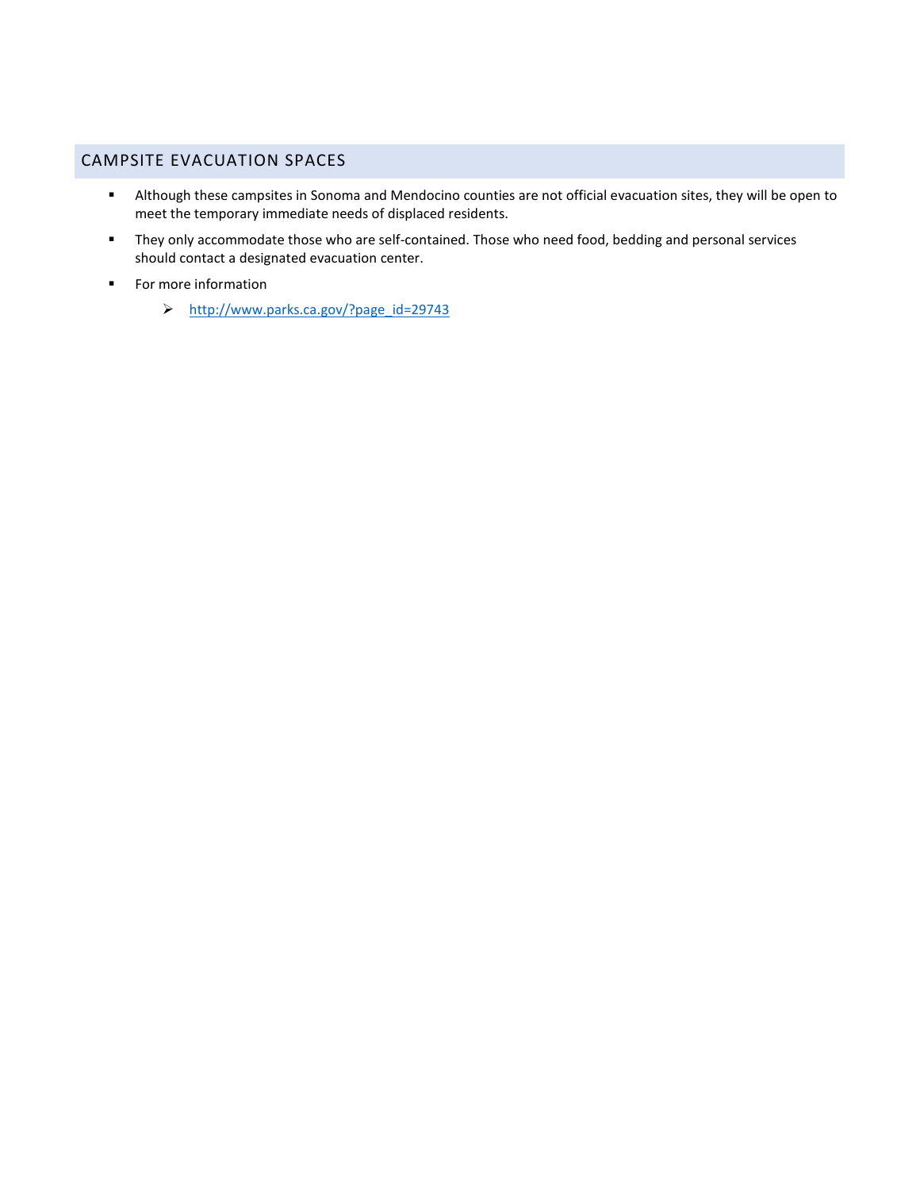## CAMPSITE EVACUATION SPACES

- Although these campsites in Sonoma and Mendocino counties are not official evacuation sites, they will be open to meet the temporary immediate needs of displaced residents.
- They only accommodate those who are self-contained. Those who need food, bedding and personal services should contact a designated evacuation center.
- For more information
  - http://www.parks.ca.gov/?page_id=29743